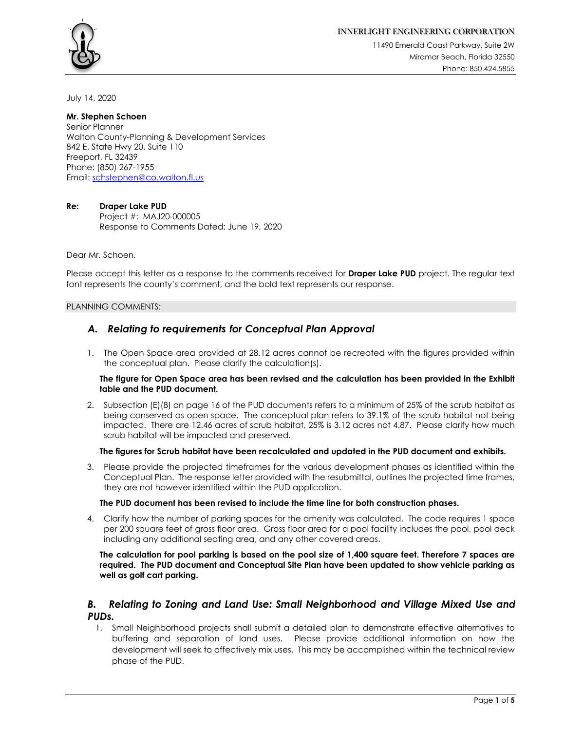**INNERLIGHT ENGINEERING CORPORATION**

11490 Emerald Coast Parkway, Suite 2W
Miramar Beach, Florida 32550
Phone: 850.424.5855

July 14, 2020

**Mr. Stephen Schoen**
Senior Planner
Walton County-Planning & Development Services
842 E. State Hwy 20, Suite 110
Freeport, FL 32439
Phone: (850) 267-1955
Email: schstephen@co.walton.fl.us

**Re: Draper Lake PUD**
Project #: MAJ20-000005
Response to Comments Dated: June 19, 2020

Dear Mr. Schoen,

Please accept this letter as a response to the comments received for **Draper Lake PUD** project. The regular text font represents the county's comment, and the bold text represents our response.

PLANNING COMMENTS:

## *A. Relating to requirements for Conceptual Plan Approval*

1. The Open Space area provided at 28.12 acres cannot be recreated with the figures provided within the conceptual plan. Please clarify the calculation(s).

   **The figure for Open Space area has been revised and the calculation has been provided in the Exhibit table and the PUD document.**

2. Subsection (E)(8) on page 16 of the PUD documents refers to a minimum of 25% of the scrub habitat as being conserved as open space. The conceptual plan refers to 39.1% of the scrub habitat not being impacted. There are 12.46 acres of scrub habitat, 25% is 3.12 acres not 4.87. Please clarify how much scrub habitat will be impacted and preserved.

   **The figures for Scrub habitat have been recalculated and updated in the PUD document and exhibits.**

3. Please provide the projected timeframes for the various development phases as identified within the Conceptual Plan. The response letter provided with the resubmittal, outlines the projected time frames, they are not however identified within the PUD application.

   **The PUD document has been revised to include the time line for both construction phases.**

4. Clarify how the number of parking spaces for the amenity was calculated. The code requires 1 space per 200 square feet of gross floor area. Gross floor area for a pool facility includes the pool, pool deck including any additional seating area, and any other covered areas.

   **The calculation for pool parking is based on the pool size of 1,400 square feet. Therefore 7 spaces are required. The PUD document and Conceptual Site Plan have been updated to show vehicle parking as well as golf cart parking.**

## *B. Relating to Zoning and Land Use: Small Neighborhood and Village Mixed Use and PUDs.*

1. Small Neighborhood projects shall submit a detailed plan to demonstrate effective alternatives to buffering and separation of land uses. Please provide additional information on how the development will seek to affectively mix uses. This may be accomplished within the technical review phase of the PUD.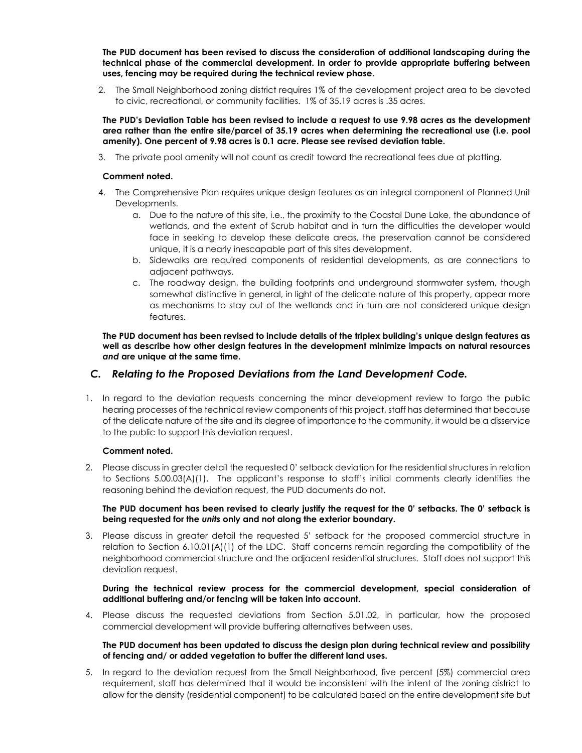**The PUD document has been revised to discuss the consideration of additional landscaping during the technical phase of the commercial development. In order to provide appropriate buffering between uses, fencing may be required during the technical review phase.**

2. The Small Neighborhood zoning district requires 1% of the development project area to be devoted to civic, recreational, or community facilities. 1% of 35.19 acres is .35 acres.

   **The PUD's Deviation Table has been revised to include a request to use 9.98 acres as the development area rather than the entire site/parcel of 35.19 acres when determining the recreational use (i.e. pool amenity). One percent of 9.98 acres is 0.1 acre. Please see revised deviation table.**

3. The private pool amenity will not count as credit toward the recreational fees due at platting.

   **Comment noted.**

4. The Comprehensive Plan requires unique design features as an integral component of Planned Unit Developments.
   a. Due to the nature of this site, i.e., the proximity to the Coastal Dune Lake, the abundance of wetlands, and the extent of Scrub habitat and in turn the difficulties the developer would face in seeking to develop these delicate areas, the preservation cannot be considered unique, it is a nearly inescapable part of this sites development.
   b. Sidewalks are required components of residential developments, as are connections to adjacent pathways.
   c. The roadway design, the building footprints and underground stormwater system, though somewhat distinctive in general, in light of the delicate nature of this property, appear more as mechanisms to stay out of the wetlands and in turn are not considered unique design features.

   **The PUD document has been revised to include details of the triplex building's unique design features as well as describe how other design features in the development minimize impacts on natural resources *and* are unique at the same time.**

## C. *Relating to the Proposed Deviations from the Land Development Code.*

1. In regard to the deviation requests concerning the minor development review to forgo the public hearing processes of the technical review components of this project, staff has determined that because of the delicate nature of the site and its degree of importance to the community, it would be a disservice to the public to support this deviation request.

   **Comment noted.**

2. Please discuss in greater detail the requested 0' setback deviation for the residential structures in relation to Sections 5.00.03(A)(1). The applicant's response to staff's initial comments clearly identifies the reasoning behind the deviation request, the PUD documents do not.

   **The PUD document has been revised to clearly justify the request for the 0' setbacks. The 0' setback is being requested for the *units* only and not along the exterior boundary.**

3. Please discuss in greater detail the requested 5' setback for the proposed commercial structure in relation to Section 6.10.01(A)(1) of the LDC. Staff concerns remain regarding the compatibility of the neighborhood commercial structure and the adjacent residential structures. Staff does not support this deviation request.

   **During the technical review process for the commercial development, special consideration of additional buffering and/or fencing will be taken into account.**

4. Please discuss the requested deviations from Section 5.01.02, in particular, how the proposed commercial development will provide buffering alternatives between uses.

   **The PUD document has been updated to discuss the design plan during technical review and possibility of fencing and/ or added vegetation to buffer the different land uses.**

5. In regard to the deviation request from the Small Neighborhood, five percent (5%) commercial area requirement, staff has determined that it would be inconsistent with the intent of the zoning district to allow for the density (residential component) to be calculated based on the entire development site but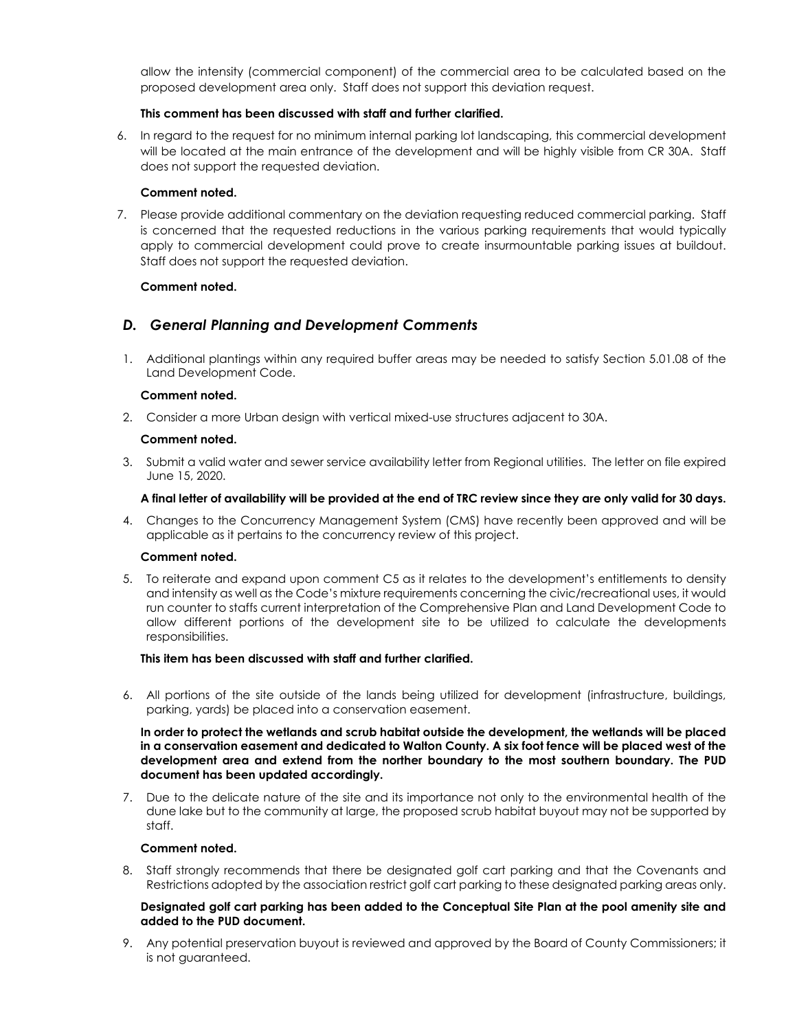allow the intensity (commercial component) of the commercial area to be calculated based on the proposed development area only. Staff does not support this deviation request.

**This comment has been discussed with staff and further clarified.**

6. In regard to the request for no minimum internal parking lot landscaping, this commercial development will be located at the main entrance of the development and will be highly visible from CR 30A. Staff does not support the requested deviation.

   **Comment noted.**

7. Please provide additional commentary on the deviation requesting reduced commercial parking. Staff is concerned that the requested reductions in the various parking requirements that would typically apply to commercial development could prove to create insurmountable parking issues at buildout. Staff does not support the requested deviation.

   **Comment noted.**

## *D. General Planning and Development Comments*

1. Additional plantings within any required buffer areas may be needed to satisfy Section 5.01.08 of the Land Development Code.

   **Comment noted.**

2. Consider a more Urban design with vertical mixed-use structures adjacent to 30A.

   **Comment noted.**

3. Submit a valid water and sewer service availability letter from Regional utilities. The letter on file expired June 15, 2020.

   **A final letter of availability will be provided at the end of TRC review since they are only valid for 30 days.**

4. Changes to the Concurrency Management System (CMS) have recently been approved and will be applicable as it pertains to the concurrency review of this project.

   **Comment noted.**

5. To reiterate and expand upon comment C5 as it relates to the development's entitlements to density and intensity as well as the Code's mixture requirements concerning the civic/recreational uses, it would run counter to staffs current interpretation of the Comprehensive Plan and Land Development Code to allow different portions of the development site to be utilized to calculate the developments responsibilities.

   **This item has been discussed with staff and further clarified.**

6. All portions of the site outside of the lands being utilized for development (infrastructure, buildings, parking, yards) be placed into a conservation easement.

   **In order to protect the wetlands and scrub habitat outside the development, the wetlands will be placed in a conservation easement and dedicated to Walton County. A six foot fence will be placed west of the development area and extend from the norther boundary to the most southern boundary. The PUD document has been updated accordingly.**

7. Due to the delicate nature of the site and its importance not only to the environmental health of the dune lake but to the community at large, the proposed scrub habitat buyout may not be supported by staff.

   **Comment noted.**

8. Staff strongly recommends that there be designated golf cart parking and that the Covenants and Restrictions adopted by the association restrict golf cart parking to these designated parking areas only.

   **Designated golf cart parking has been added to the Conceptual Site Plan at the pool amenity site and added to the PUD document.**

9. Any potential preservation buyout is reviewed and approved by the Board of County Commissioners; it is not guaranteed.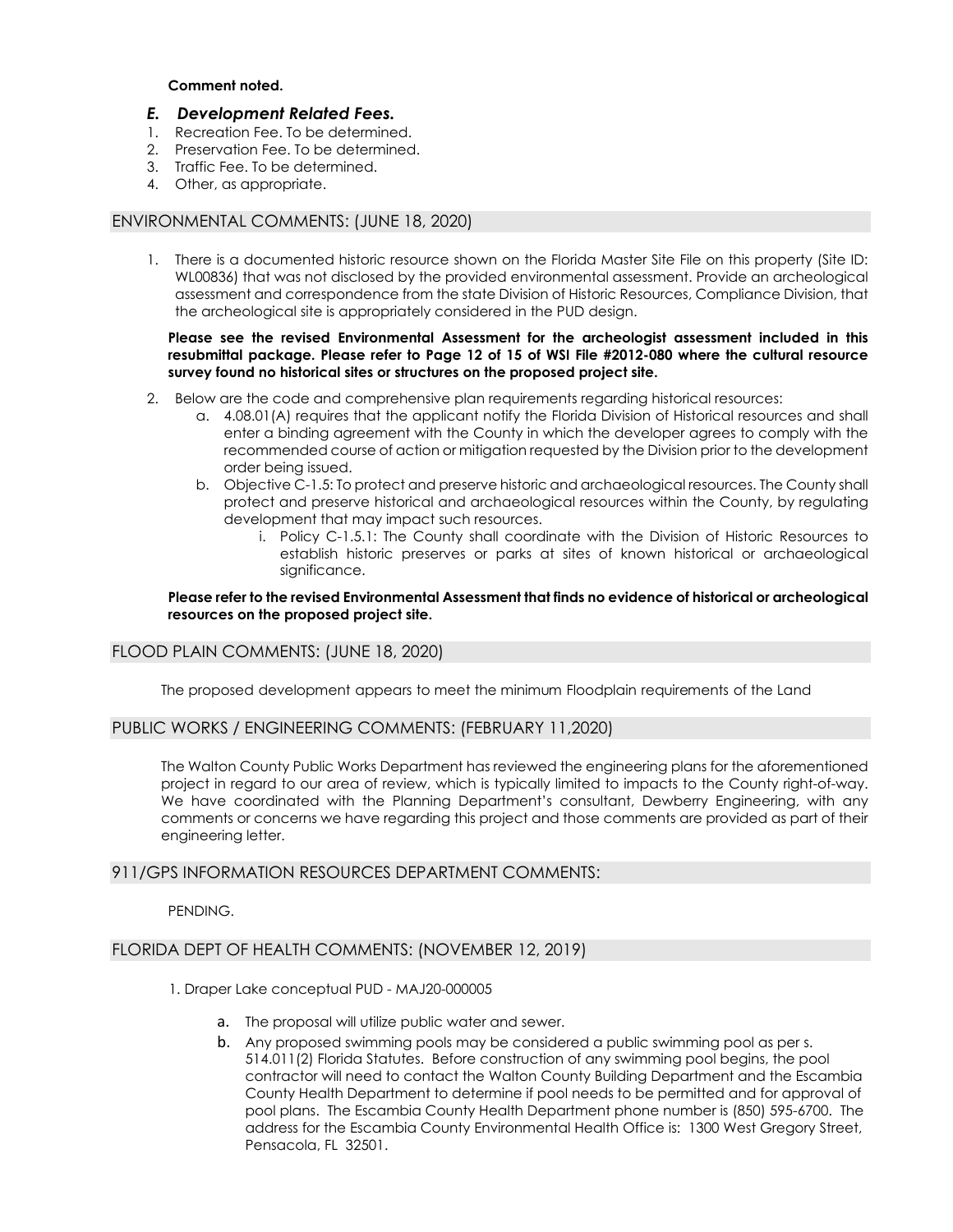**Comment noted.**

### *E. Development Related Fees.*

1. Recreation Fee. To be determined.
2. Preservation Fee. To be determined.
3. Traffic Fee. To be determined.
4. Other, as appropriate.

## ENVIRONMENTAL COMMENTS: (JUNE 18, 2020)

1. There is a documented historic resource shown on the Florida Master Site File on this property (Site ID: WL00836) that was not disclosed by the provided environmental assessment. Provide an archeological assessment and correspondence from the state Division of Historic Resources, Compliance Division, that the archeological site is appropriately considered in the PUD design.

   **Please see the revised Environmental Assessment for the archeologist assessment included in this resubmittal package. Please refer to Page 12 of 15 of WSI File #2012-080 where the cultural resource survey found no historical sites or structures on the proposed project site.**

2. Below are the code and comprehensive plan requirements regarding historical resources:
   a. 4.08.01(A) requires that the applicant notify the Florida Division of Historical resources and shall enter a binding agreement with the County in which the developer agrees to comply with the recommended course of action or mitigation requested by the Division prior to the development order being issued.
   b. Objective C-1.5: To protect and preserve historic and archaeological resources. The County shall protect and preserve historical and archaeological resources within the County, by regulating development that may impact such resources.
      i. Policy C-1.5.1: The County shall coordinate with the Division of Historic Resources to establish historic preserves or parks at sites of known historical or archaeological significance.

   **Please refer to the revised Environmental Assessment that finds no evidence of historical or archeological resources on the proposed project site.**

## FLOOD PLAIN COMMENTS: (JUNE 18, 2020)

The proposed development appears to meet the minimum Floodplain requirements of the Land

## PUBLIC WORKS / ENGINEERING COMMENTS: (FEBRUARY 11,2020)

The Walton County Public Works Department has reviewed the engineering plans for the aforementioned project in regard to our area of review, which is typically limited to impacts to the County right-of-way. We have coordinated with the Planning Department's consultant, Dewberry Engineering, with any comments or concerns we have regarding this project and those comments are provided as part of their engineering letter.

## 911/GPS INFORMATION RESOURCES DEPARTMENT COMMENTS:

PENDING.

## FLORIDA DEPT OF HEALTH COMMENTS: (NOVEMBER 12, 2019)

1. Draper Lake conceptual PUD - MAJ20-000005
   a. The proposal will utilize public water and sewer.
   b. Any proposed swimming pools may be considered a public swimming pool as per s. 514.011(2) Florida Statutes. Before construction of any swimming pool begins, the pool contractor will need to contact the Walton County Building Department and the Escambia County Health Department to determine if pool needs to be permitted and for approval of pool plans. The Escambia County Health Department phone number is (850) 595-6700. The address for the Escambia County Environmental Health Office is: 1300 West Gregory Street, Pensacola, FL 32501.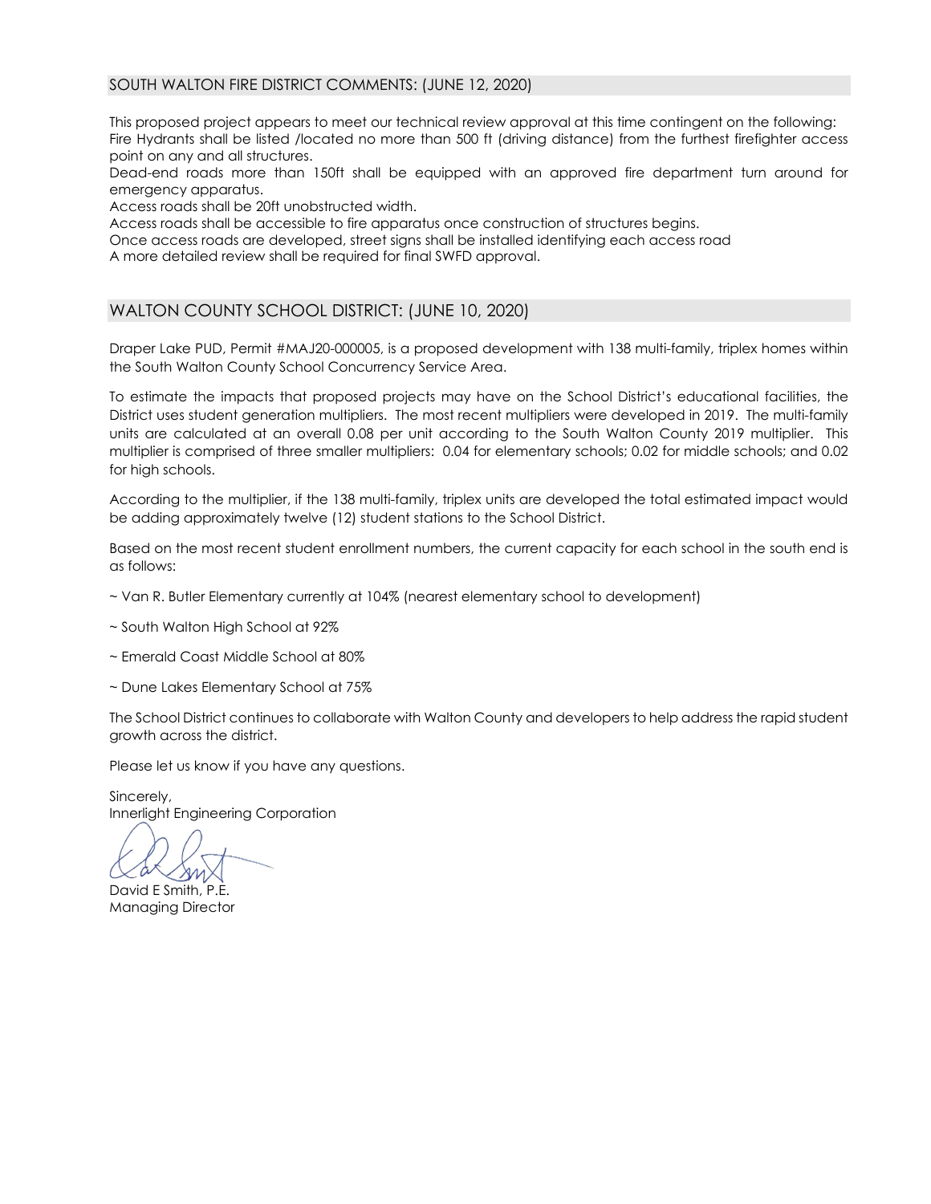## SOUTH WALTON FIRE DISTRICT COMMENTS: (JUNE 12, 2020)

This proposed project appears to meet our technical review approval at this time contingent on the following:
Fire Hydrants shall be listed /located no more than 500 ft (driving distance) from the furthest firefighter access point on any and all structures.
Dead-end roads more than 150ft shall be equipped with an approved fire department turn around for emergency apparatus.
Access roads shall be 20ft unobstructed width.
Access roads shall be accessible to fire apparatus once construction of structures begins.
Once access roads are developed, street signs shall be installed identifying each access road
A more detailed review shall be required for final SWFD approval.

## WALTON COUNTY SCHOOL DISTRICT: (JUNE 10, 2020)

Draper Lake PUD, Permit #MAJ20-000005, is a proposed development with 138 multi-family, triplex homes within the South Walton County School Concurrency Service Area.

To estimate the impacts that proposed projects may have on the School District's educational facilities, the District uses student generation multipliers. The most recent multipliers were developed in 2019. The multi-family units are calculated at an overall 0.08 per unit according to the South Walton County 2019 multiplier. This multiplier is comprised of three smaller multipliers: 0.04 for elementary schools; 0.02 for middle schools; and 0.02 for high schools.

According to the multiplier, if the 138 multi-family, triplex units are developed the total estimated impact would be adding approximately twelve (12) student stations to the School District.

Based on the most recent student enrollment numbers, the current capacity for each school in the south end is as follows:

~ Van R. Butler Elementary currently at 104% (nearest elementary school to development)

~ South Walton High School at 92%

~ Emerald Coast Middle School at 80%

~ Dune Lakes Elementary School at 75%

The School District continues to collaborate with Walton County and developers to help address the rapid student growth across the district.

Please let us know if you have any questions.

Sincerely,
Innerlight Engineering Corporation

David E Smith, P.E.
Managing Director